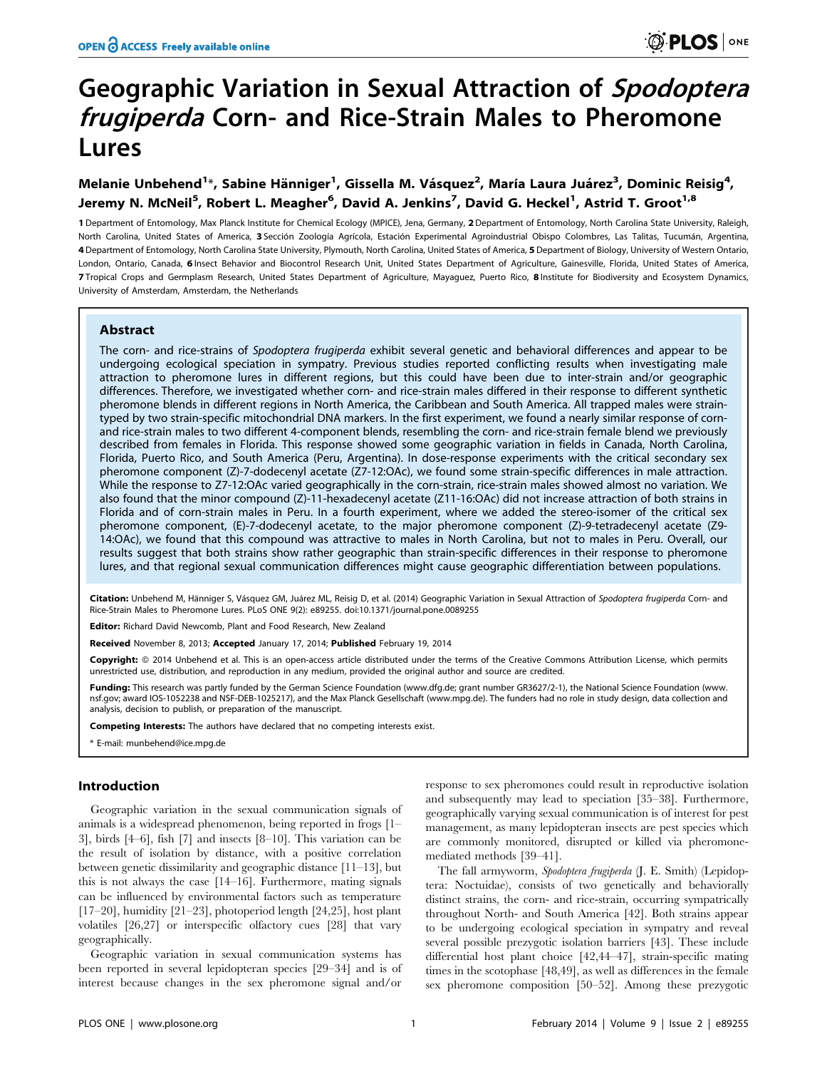# Geographic Variation in Sexual Attraction of *Spodoptera frugiperda* Corn- and Rice-Strain Males to Pheromone Lures

**Melanie Unbehend[1]*, Sabine Hänniger[1], Gissella M. Vásquez[2], María Laura Juárez[3], Dominic Reisig[4], Jeremy N. McNeil[5], Robert L. Meagher[6], David A. Jenkins[7], David G. Heckel[1], Astrid T. Groot[1,8]**

1 Department of Entomology, Max Planck Institute for Chemical Ecology (MPICE), Jena, Germany, 2 Department of Entomology, North Carolina State University, Raleigh, North Carolina, United States of America, 3 Sección Zoología Agrícola, Estación Experimental Agroindustrial Obispo Colombres, Las Talitas, Tucumán, Argentina, 4 Department of Entomology, North Carolina State University, Plymouth, North Carolina, United States of America, 5 Department of Biology, University of Western Ontario, London, Ontario, Canada, 6 Insect Behavior and Biocontrol Research Unit, United States Department of Agriculture, Gainesville, Florida, United States of America, 7 Tropical Crops and Germplasm Research, United States Department of Agriculture, Mayaguez, Puerto Rico, 8 Institute for Biodiversity and Ecosystem Dynamics, University of Amsterdam, Amsterdam, the Netherlands

## Abstract

The corn- and rice-strains of *Spodoptera frugiperda* exhibit several genetic and behavioral differences and appear to be undergoing ecological speciation in sympatry. Previous studies reported conflicting results when investigating male attraction to pheromone lures in different regions, but this could have been due to inter-strain and/or geographic differences. Therefore, we investigated whether corn- and rice-strain males differed in their response to different synthetic pheromone blends in different regions in North America, the Caribbean and South America. All trapped males were strain-typed by two strain-specific mitochondrial DNA markers. In the first experiment, we found a nearly similar response of corn- and rice-strain males to two different 4-component blends, resembling the corn- and rice-strain female blend we previously described from females in Florida. This response showed some geographic variation in fields in Canada, North Carolina, Florida, Puerto Rico, and South America (Peru, Argentina). In dose-response experiments with the critical secondary sex pheromone component (Z)-7-dodecenyl acetate (Z7-12:OAc), we found some strain-specific differences in male attraction. While the response to Z7-12:OAc varied geographically in the corn-strain, rice-strain males showed almost no variation. We also found that the minor compound (Z)-11-hexadecenyl acetate (Z11-16:OAc) did not increase attraction of both strains in Florida and of corn-strain males in Peru. In a fourth experiment, where we added the stereo-isomer of the critical sex pheromone component, (E)-7-dodecenyl acetate, to the major pheromone component (Z)-9-tetradecenyl acetate (Z9-14:OAc), we found that this compound was attractive to males in North Carolina, but not to males in Peru. Overall, our results suggest that both strains show rather geographic than strain-specific differences in their response to pheromone lures, and that regional sexual communication differences might cause geographic differentiation between populations.

**Citation:** Unbehend M, Hänniger S, Vásquez GM, Juárez ML, Reisig D, et al. (2014) Geographic Variation in Sexual Attraction of Spodoptera frugiperda Corn- and Rice-Strain Males to Pheromone Lures. PLoS ONE 9(2): e89255. doi:10.1371/journal.pone.0089255

**Editor:** Richard David Newcomb, Plant and Food Research, New Zealand

**Received** November 8, 2013; **Accepted** January 17, 2014; **Published** February 19, 2014

**Copyright:** © 2014 Unbehend et al. This is an open-access article distributed under the terms of the Creative Commons Attribution License, which permits unrestricted use, distribution, and reproduction in any medium, provided the original author and source are credited.

**Funding:** This research was partly funded by the German Science Foundation (www.dfg.de; grant number GR3627/2-1), the National Science Foundation (www.nsf.gov; award IOS-1052238 and NSF-DEB-1025217), and the Max Planck Gesellschaft (www.mpg.de). The funders had no role in study design, data collection and analysis, decision to publish, or preparation of the manuscript.

**Competing Interests:** The authors have declared that no competing interests exist.

* E-mail: munbehend@ice.mpg.de

## Introduction

Geographic variation in the sexual communication signals of animals is a widespread phenomenon, being reported in frogs [1–3], birds [4–6], fish [7] and insects [8–10]. This variation can be the result of isolation by distance, with a positive correlation between genetic dissimilarity and geographic distance [11–13], but this is not always the case [14–16]. Furthermore, mating signals can be influenced by environmental factors such as temperature [17–20], humidity [21–23], photoperiod length [24,25], host plant volatiles [26,27] or interspecific olfactory cues [28] that vary geographically.

Geographic variation in sexual communication systems has been reported in several lepidopteran species [29–34] and is of interest because changes in the sex pheromone signal and/or response to sex pheromones could result in reproductive isolation and subsequently may lead to speciation [35–38]. Furthermore, geographically varying sexual communication is of interest for pest management, as many lepidopteran insects are pest species which are commonly monitored, disrupted or killed via pheromone-mediated methods [39–41].

The fall armyworm, *Spodoptera frugiperda* (J. E. Smith) (Lepidoptera: Noctuidae), consists of two genetically and behaviorally distinct strains, the corn- and rice-strain, occurring sympatrically throughout North- and South America [42]. Both strains appear to be undergoing ecological speciation in sympatry and reveal several possible prezygotic isolation barriers [43]. These include differential host plant choice [42,44–47], strain-specific mating times in the scotophase [48,49], as well as differences in the female sex pheromone composition [50–52]. Among these prezygotic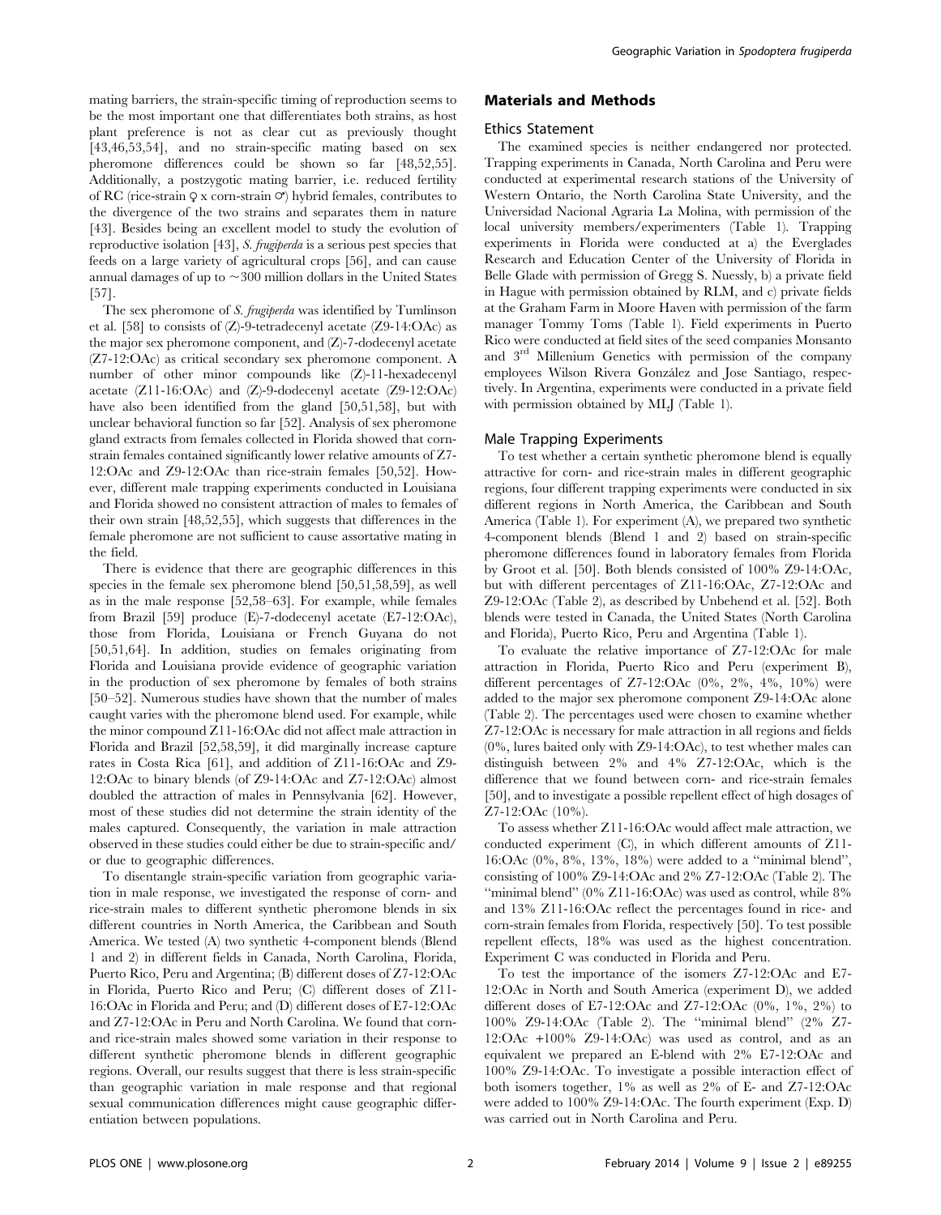mating barriers, the strain-specific timing of reproduction seems to be the most important one that differentiates both strains, as host plant preference is not as clear cut as previously thought [43,46,53,54], and no strain-specific mating based on sex pheromone differences could be shown so far [48,52,55]. Additionally, a postzygotic mating barrier, i.e. reduced fertility of RC (rice-strain ♀ x corn-strain ♂) hybrid females, contributes to the divergence of the two strains and separates them in nature [43]. Besides being an excellent model to study the evolution of reproductive isolation [43], *S. frugiperda* is a serious pest species that feeds on a large variety of agricultural crops [56], and can cause annual damages of up to ~300 million dollars in the United States [57].

The sex pheromone of *S. frugiperda* was identified by Tumlinson et al. [58] to consists of (Z)-9-tetradecenyl acetate (Z9-14:OAc) as the major sex pheromone component, and (Z)-7-dodecenyl acetate (Z7-12:OAc) as critical secondary sex pheromone component. A number of other minor compounds like (Z)-11-hexadecenyl acetate (Z11-16:OAc) and (Z)-9-dodecenyl acetate (Z9-12:OAc) have also been identified from the gland [50,51,58], but with unclear behavioral function so far [52]. Analysis of sex pheromone gland extracts from females collected in Florida showed that corn-strain females contained significantly lower relative amounts of Z7-12:OAc and Z9-12:OAc than rice-strain females [50,52]. However, different male trapping experiments conducted in Louisiana and Florida showed no consistent attraction of males to females of their own strain [48,52,55], which suggests that differences in the female pheromone are not sufficient to cause assortative mating in the field.

There is evidence that there are geographic differences in this species in the female sex pheromone blend [50,51,58,59], as well as in the male response [52,58–63]. For example, while females from Brazil [59] produce (E)-7-dodecenyl acetate (E7-12:OAc), those from Florida, Louisiana or French Guyana do not [50,51,64]. In addition, studies on females originating from Florida and Louisiana provide evidence of geographic variation in the production of sex pheromone by females of both strains [50–52]. Numerous studies have shown that the number of males caught varies with the pheromone blend used. For example, while the minor compound Z11-16:OAc did not affect male attraction in Florida and Brazil [52,58,59], it did marginally increase capture rates in Costa Rica [61], and addition of Z11-16:OAc and Z9-12:OAc to binary blends (of Z9-14:OAc and Z7-12:OAc) almost doubled the attraction of males in Pennsylvania [62]. However, most of these studies did not determine the strain identity of the males captured. Consequently, the variation in male attraction observed in these studies could either be due to strain-specific and/or due to geographic differences.

To disentangle strain-specific variation from geographic variation in male response, we investigated the response of corn- and rice-strain males to different synthetic pheromone blends in six different countries in North America, the Caribbean and South America. We tested (A) two synthetic 4-component blends (Blend 1 and 2) in different fields in Canada, North Carolina, Florida, Puerto Rico, Peru and Argentina; (B) different doses of Z7-12:OAc in Florida, Puerto Rico and Peru; (C) different doses of Z11-16:OAc in Florida and Peru; and (D) different doses of E7-12:OAc and Z7-12:OAc in Peru and North Carolina. We found that corn- and rice-strain males showed some variation in their response to different synthetic pheromone blends in different geographic regions. Overall, our results suggest that there is less strain-specific than geographic variation in male response and that regional sexual communication differences might cause geographic differentiation between populations.

## Materials and Methods

### Ethics Statement

The examined species is neither endangered nor protected. Trapping experiments in Canada, North Carolina and Peru were conducted at experimental research stations of the University of Western Ontario, the North Carolina State University, and the Universidad Nacional Agraria La Molina, with permission of the local university members/experimenters (Table 1). Trapping experiments in Florida were conducted at a) the Everglades Research and Education Center of the University of Florida in Belle Glade with permission of Gregg S. Nuessly, b) a private field in Hague with permission obtained by RLM, and c) private fields at the Graham Farm in Moore Haven with permission of the farm manager Tommy Toms (Table 1). Field experiments in Puerto Rico were conducted at field sites of the seed companies Monsanto and 3rd Millenium Genetics with permission of the company employees Wilson Rivera González and Jose Santiago, respectively. In Argentina, experiments were conducted in a private field with permission obtained by MLJ (Table 1).

### Male Trapping Experiments

To test whether a certain synthetic pheromone blend is equally attractive for corn- and rice-strain males in different geographic regions, four different trapping experiments were conducted in six different regions in North America, the Caribbean and South America (Table 1). For experiment (A), we prepared two synthetic 4-component blends (Blend 1 and 2) based on strain-specific pheromone differences found in laboratory females from Florida by Groot et al. [50]. Both blends consisted of 100% Z9-14:OAc, but with different percentages of Z11-16:OAc, Z7-12:OAc and Z9-12:OAc (Table 2), as described by Unbehend et al. [52]. Both blends were tested in Canada, the United States (North Carolina and Florida), Puerto Rico, Peru and Argentina (Table 1).

To evaluate the relative importance of Z7-12:OAc for male attraction in Florida, Puerto Rico and Peru (experiment B), different percentages of Z7-12:OAc (0%, 2%, 4%, 10%) were added to the major sex pheromone component Z9-14:OAc alone (Table 2). The percentages used were chosen to examine whether Z7-12:OAc is necessary for male attraction in all regions and fields (0%, lures baited only with Z9-14:OAc), to test whether males can distinguish between 2% and 4% Z7-12:OAc, which is the difference that we found between corn- and rice-strain females [50], and to investigate a possible repellent effect of high dosages of Z7-12:OAc (10%).

To assess whether Z11-16:OAc would affect male attraction, we conducted experiment (C), in which different amounts of Z11-16:OAc (0%, 8%, 13%, 18%) were added to a "minimal blend", consisting of 100% Z9-14:OAc and 2% Z7-12:OAc (Table 2). The "minimal blend" (0% Z11-16:OAc) was used as control, while 8% and 13% Z11-16:OAc reflect the percentages found in rice- and corn-strain females from Florida, respectively [50]. To test possible repellent effects, 18% was used as the highest concentration. Experiment C was conducted in Florida and Peru.

To test the importance of the isomers Z7-12:OAc and E7-12:OAc in North and South America (experiment D), we added different doses of E7-12:OAc and Z7-12:OAc (0%, 1%, 2%) to 100% Z9-14:OAc (Table 2). The "minimal blend" (2% Z7-12:OAc +100% Z9-14:OAc) was used as control, and as an equivalent we prepared an E-blend with 2% E7-12:OAc and 100% Z9-14:OAc. To investigate a possible interaction effect of both isomers together, 1% as well as 2% of E- and Z7-12:OAc were added to 100% Z9-14:OAc. The fourth experiment (Exp. D) was carried out in North Carolina and Peru.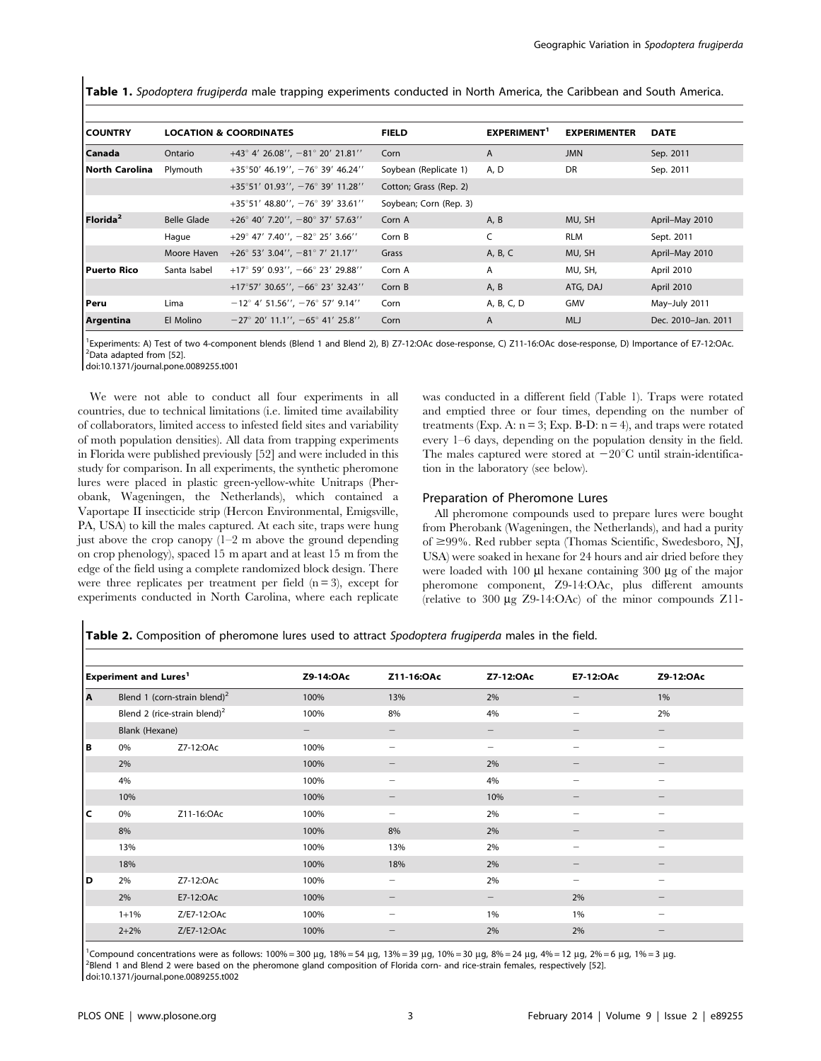**Table 1.** *Spodoptera frugiperda* male trapping experiments conducted in North America, the Caribbean and South America.

| COUNTRY | LOCATION & COORDINATES | | FIELD | EXPERIMENT[1] | EXPERIMENTER | DATE |
|---|---|---|---|---|---|---|
| **Canada** | Ontario | +43° 4′ 26.08″, −81° 20′ 21.81″ | Corn | A | JMN | Sep. 2011 |
| **North Carolina** | Plymouth | +35°50′ 46.19″, −76° 39′ 46.24″ | Soybean (Replicate 1) | A, D | DR | Sep. 2011 |
| | | +35°51′ 01.93″, −76° 39′ 11.28″ | Cotton; Grass (Rep. 2) | | | |
| | | +35°51′ 48.80″, −76° 39′ 33.61″ | Soybean; Corn (Rep. 3) | | | |
| **Florida[2]** | Belle Glade | +26° 40′ 7.20″, −80° 37′ 57.63″ | Corn A | A, B | MU, SH | April–May 2010 |
| | Hague | +29° 47′ 7.40″, −82° 25′ 3.66″ | Corn B | C | RLM | Sept. 2011 |
| | Moore Haven | +26° 53′ 3.04″, −81° 7′ 21.17″ | Grass | A, B, C | MU, SH | April–May 2010 |
| **Puerto Rico** | Santa Isabel | +17° 59′ 0.93″, −66° 23′ 29.88″ | Corn A | A | MU, SH, | April 2010 |
| | | +17°57′ 30.65″, −66° 23′ 32.43″ | Corn B | A, B | ATG, DAJ | April 2010 |
| **Peru** | Lima | −12° 4′ 51.56″, −76° 57′ 9.14″ | Corn | A, B, C, D | GMV | May–July 2011 |
| **Argentina** | El Molino | −27° 20′ 11.1″, −65° 41′ 25.8″ | Corn | A | MLJ | Dec. 2010–Jan. 2011 |

[1]Experiments: A) Test of two 4-component blends (Blend 1 and Blend 2), B) Z7-12:OAc dose-response, C) Z11-16:OAc dose-response, D) Importance of E7-12:OAc.
[2]Data adapted from [52].
doi:10.1371/journal.pone.0089255.t001

We were not able to conduct all four experiments in all countries, due to technical limitations (i.e. limited time availability of collaborators, limited access to infested field sites and variability of moth population densities). All data from trapping experiments in Florida were published previously [52] and were included in this study for comparison. In all experiments, the synthetic pheromone lures were placed in plastic green-yellow-white Unitraps (Pherobank, Wageningen, the Netherlands), which contained a Vaportape II insecticide strip (Hercon Environmental, Emigsville, PA, USA) to kill the males captured. At each site, traps were hung just above the crop canopy (1–2 m above the ground depending on crop phenology), spaced 15 m apart and at least 15 m from the edge of the field using a complete randomized block design. There were three replicates per treatment per field (n = 3), except for experiments conducted in North Carolina, where each replicate was conducted in a different field (Table 1). Traps were rotated and emptied three or four times, depending on the number of treatments (Exp. A: n = 3; Exp. B-D: n = 4), and traps were rotated every 1–6 days, depending on the population density in the field. The males captured were stored at −20°C until strain-identification in the laboratory (see below).

## Preparation of Pheromone Lures

All pheromone compounds used to prepare lures were bought from Pherobank (Wageningen, the Netherlands), and had a purity of ≥99%. Red rubber septa (Thomas Scientific, Swedesboro, NJ, USA) were soaked in hexane for 24 hours and air dried before they were loaded with 100 µl hexane containing 300 µg of the major pheromone component, Z9-14:OAc, plus different amounts (relative to 300 µg Z9-14:OAc) of the minor compounds Z11-

**Table 2.** Composition of pheromone lures used to attract *Spodoptera frugiperda* males in the field.

| Experiment and Lures[1] | | | Z9-14:OAc | Z11-16:OAc | Z7-12:OAc | E7-12:OAc | Z9-12:OAc |
|---|---|---|---|---|---|---|---|
| **A** | Blend 1 (corn-strain blend)[2] | | 100% | 13% | 2% | – | 1% |
| | Blend 2 (rice-strain blend)[2] | | 100% | 8% | 4% | – | 2% |
| | Blank (Hexane) | | – | – | – | – | – |
| **B** | 0% | Z7-12:OAc | 100% | – | – | – | – |
| | 2% | | 100% | – | 2% | – | – |
| | 4% | | 100% | – | 4% | – | – |
| | 10% | | 100% | – | 10% | – | – |
| **C** | 0% | Z11-16:OAc | 100% | – | 2% | – | – |
| | 8% | | 100% | 8% | 2% | – | – |
| | 13% | | 100% | 13% | 2% | – | – |
| | 18% | | 100% | 18% | 2% | – | – |
| **D** | 2% | Z7-12:OAc | 100% | – | 2% | – | – |
| | 2% | E7-12:OAc | 100% | – | – | 2% | – |
| | 1+1% | Z/E7-12:OAc | 100% | – | 1% | 1% | – |
| | 2+2% | Z/E7-12:OAc | 100% | – | 2% | 2% | – |

[1]Compound concentrations were as follows: 100% = 300 µg, 18% = 54 µg, 13% = 39 µg, 10% = 30 µg, 8% = 24 µg, 4% = 12 µg, 2% = 6 µg, 1% = 3 µg.
[2]Blend 1 and Blend 2 were based on the pheromone gland composition of Florida corn- and rice-strain females, respectively [52].
doi:10.1371/journal.pone.0089255.t002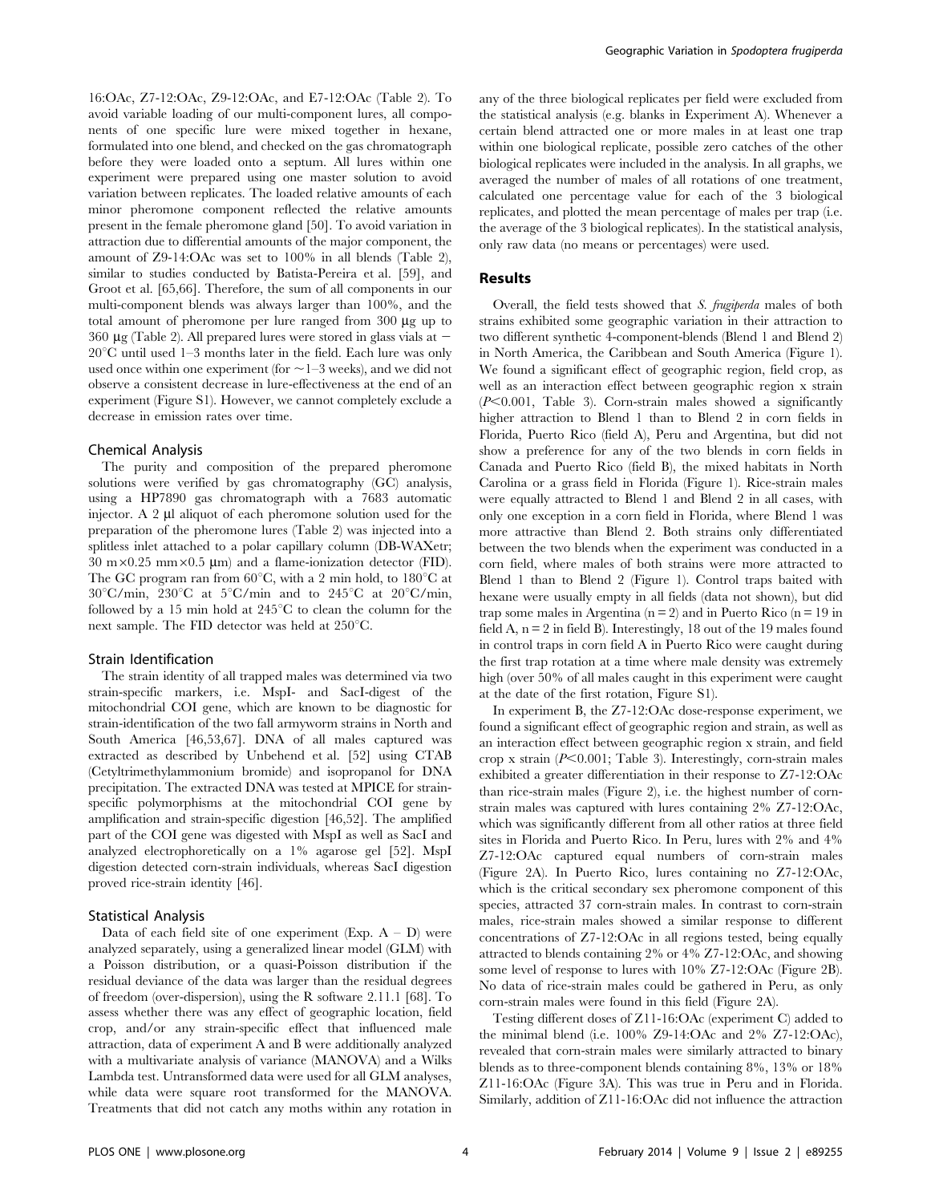16:OAc, Z7-12:OAc, Z9-12:OAc, and E7-12:OAc (Table 2). To avoid variable loading of our multi-component lures, all components of one specific lure were mixed together in hexane, formulated into one blend, and checked on the gas chromatograph before they were loaded onto a septum. All lures within one experiment were prepared using one master solution to avoid variation between replicates. The loaded relative amounts of each minor pheromone component reflected the relative amounts present in the female pheromone gland [50]. To avoid variation in attraction due to differential amounts of the major component, the amount of Z9-14:OAc was set to 100% in all blends (Table 2), similar to studies conducted by Batista-Pereira et al. [59], and Groot et al. [65,66]. Therefore, the sum of all components in our multi-component blends was always larger than 100%, and the total amount of pheromone per lure ranged from 300 µg up to 360 µg (Table 2). All prepared lures were stored in glass vials at −20°C until used 1–3 months later in the field. Each lure was only used once within one experiment (for ~1–3 weeks), and we did not observe a consistent decrease in lure-effectiveness at the end of an experiment (Figure S1). However, we cannot completely exclude a decrease in emission rates over time.

### Chemical Analysis

The purity and composition of the prepared pheromone solutions were verified by gas chromatography (GC) analysis, using a HP7890 gas chromatograph with a 7683 automatic injector. A 2 µl aliquot of each pheromone solution used for the preparation of the pheromone lures (Table 2) was injected into a splitless inlet attached to a polar capillary column (DB-WAXetr; 30 m×0.25 mm×0.5 µm) and a flame-ionization detector (FID). The GC program ran from 60°C, with a 2 min hold, to 180°C at 30°C/min, 230°C at 5°C/min and to 245°C at 20°C/min, followed by a 15 min hold at 245°C to clean the column for the next sample. The FID detector was held at 250°C.

### Strain Identification

The strain identity of all trapped males was determined via two strain-specific markers, i.e. MspI- and SacI-digest of the mitochondrial COI gene, which are known to be diagnostic for strain-identification of the two fall armyworm strains in North and South America [46,53,67]. DNA of all males captured was extracted as described by Unbehend et al. [52] using CTAB (Cetyltrimethylammonium bromide) and isopropanol for DNA precipitation. The extracted DNA was tested at MPICE for strain-specific polymorphisms at the mitochondrial COI gene by amplification and strain-specific digestion [46,52]. The amplified part of the COI gene was digested with MspI as well as SacI and analyzed electrophoretically on a 1% agarose gel [52]. MspI digestion detected corn-strain individuals, whereas SacI digestion proved rice-strain identity [46].

### Statistical Analysis

Data of each field site of one experiment (Exp. A – D) were analyzed separately, using a generalized linear model (GLM) with a Poisson distribution, or a quasi-Poisson distribution if the residual deviance of the data was larger than the residual degrees of freedom (over-dispersion), using the R software 2.11.1 [68]. To assess whether there was any effect of geographic location, field crop, and/or any strain-specific effect that influenced male attraction, data of experiment A and B were additionally analyzed with a multivariate analysis of variance (MANOVA) and a Wilks Lambda test. Untransformed data were used for all GLM analyses, while data were square root transformed for the MANOVA. Treatments that did not catch any moths within any rotation in any of the three biological replicates per field were excluded from the statistical analysis (e.g. blanks in Experiment A). Whenever a certain blend attracted one or more males in at least one trap within one biological replicate, possible zero catches of the other biological replicates were included in the analysis. In all graphs, we averaged the number of males of all rotations of one treatment, calculated one percentage value for each of the 3 biological replicates, and plotted the mean percentage of males per trap (i.e. the average of the 3 biological replicates). In the statistical analysis, only raw data (no means or percentages) were used.

## Results

Overall, the field tests showed that *S. frugiperda* males of both strains exhibited some geographic variation in their attraction to two different synthetic 4-component-blends (Blend 1 and Blend 2) in North America, the Caribbean and South America (Figure 1). We found a significant effect of geographic region, field crop, as well as an interaction effect between geographic region x strain ($P<0.001$, Table 3). Corn-strain males showed a significantly higher attraction to Blend 1 than to Blend 2 in corn fields in Florida, Puerto Rico (field A), Peru and Argentina, but did not show a preference for any of the two blends in corn fields in Canada and Puerto Rico (field B), the mixed habitats in North Carolina or a grass field in Florida (Figure 1). Rice-strain males were equally attracted to Blend 1 and Blend 2 in all cases, with only one exception in a corn field in Florida, where Blend 1 was more attractive than Blend 2. Both strains only differentiated between the two blends when the experiment was conducted in a corn field, where males of both strains were more attracted to Blend 1 than to Blend 2 (Figure 1). Control traps baited with hexane were usually empty in all fields (data not shown), but did trap some males in Argentina (n = 2) and in Puerto Rico (n = 19 in field A, n = 2 in field B). Interestingly, 18 out of the 19 males found in control traps in corn field A in Puerto Rico were caught during the first trap rotation at a time where male density was extremely high (over 50% of all males caught in this experiment were caught at the date of the first rotation, Figure S1).

In experiment B, the Z7-12:OAc dose-response experiment, we found a significant effect of geographic region and strain, as well as an interaction effect between geographic region x strain, and field crop x strain ($P<0.001$; Table 3). Interestingly, corn-strain males exhibited a greater differentiation in their response to Z7-12:OAc than rice-strain males (Figure 2), i.e. the highest number of corn-strain males was captured with lures containing 2% Z7-12:OAc, which was significantly different from all other ratios at three field sites in Florida and Puerto Rico. In Peru, lures with 2% and 4% Z7-12:OAc captured equal numbers of corn-strain males (Figure 2A). In Puerto Rico, lures containing no Z7-12:OAc, which is the critical secondary sex pheromone component of this species, attracted 37 corn-strain males. In contrast to corn-strain males, rice-strain males showed a similar response to different concentrations of Z7-12:OAc in all regions tested, being equally attracted to blends containing 2% or 4% Z7-12:OAc, and showing some level of response to lures with 10% Z7-12:OAc (Figure 2B). No data of rice-strain males could be gathered in Peru, as only corn-strain males were found in this field (Figure 2A).

Testing different doses of Z11-16:OAc (experiment C) added to the minimal blend (i.e. 100% Z9-14:OAc and 2% Z7-12:OAc), revealed that corn-strain males were similarly attracted to binary blends as to three-component blends containing 8%, 13% or 18% Z11-16:OAc (Figure 3A). This was true in Peru and in Florida. Similarly, addition of Z11-16:OAc did not influence the attraction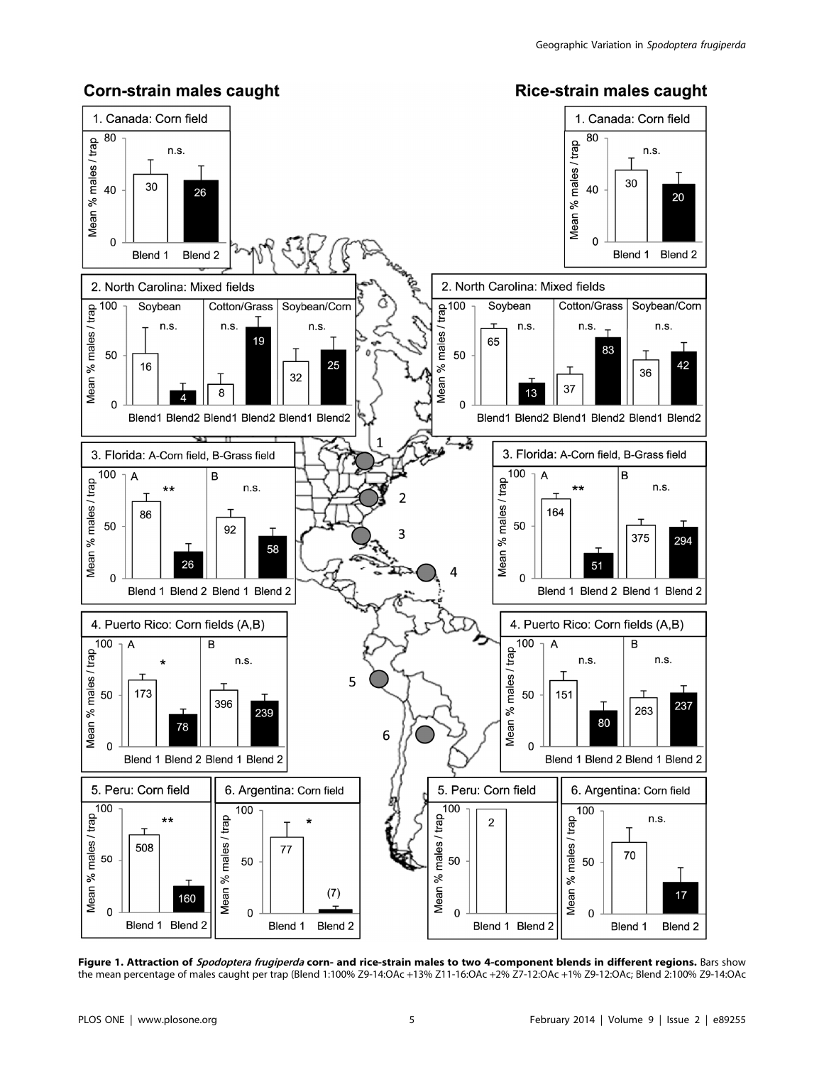**Figure 1. Attraction of *Spodoptera frugiperda* corn- and rice-strain males to two 4-component blends in different regions.** Bars show the mean percentage of males caught per trap (Blend 1:100% Z9-14:OAc +13% Z11-16:OAc +2% Z7-12:OAc +1% Z9-12:OAc; Blend 2:100% Z9-14:OAc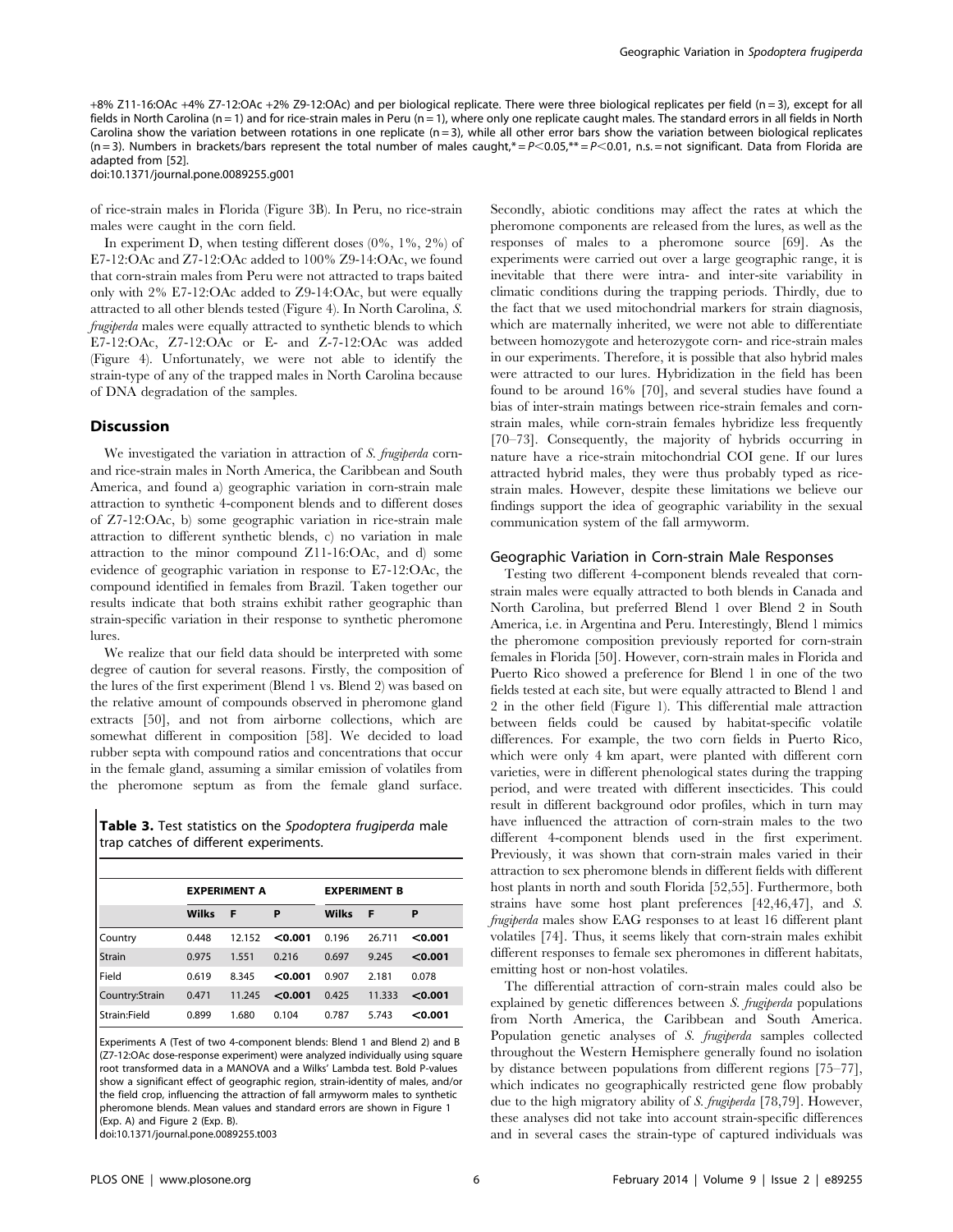+8% Z11-16:OAc +4% Z7-12:OAc +2% Z9-12:OAc) and per biological replicate. There were three biological replicates per field (n = 3), except for all fields in North Carolina (n = 1) and for rice-strain males in Peru (n = 1), where only one replicate caught males. The standard errors in all fields in North Carolina show the variation between rotations in one replicate (n = 3), while all other error bars show the variation between biological replicates (n = 3). Numbers in brackets/bars represent the total number of males caught,* = $P<0.05$,** = $P<0.01$, n.s. = not significant. Data from Florida are adapted from [52].
doi:10.1371/journal.pone.0089255.g001

of rice-strain males in Florida (Figure 3B). In Peru, no rice-strain males were caught in the corn field.

In experiment D, when testing different doses (0%, 1%, 2%) of E7-12:OAc and Z7-12:OAc added to 100% Z9-14:OAc, we found that corn-strain males from Peru were not attracted to traps baited only with 2% E7-12:OAc added to Z9-14:OAc, but were equally attracted to all other blends tested (Figure 4). In North Carolina, *S. frugiperda* males were equally attracted to synthetic blends to which E7-12:OAc, Z7-12:OAc or E- and Z-7-12:OAc was added (Figure 4). Unfortunately, we were not able to identify the strain-type of any of the trapped males in North Carolina because of DNA degradation of the samples.

## Discussion

We investigated the variation in attraction of *S. frugiperda* corn- and rice-strain males in North America, the Caribbean and South America, and found a) geographic variation in corn-strain male attraction to synthetic 4-component blends and to different doses of Z7-12:OAc, b) some geographic variation in rice-strain male attraction to different synthetic blends, c) no variation in male attraction to the minor compound Z11-16:OAc, and d) some evidence of geographic variation in response to E7-12:OAc, the compound identified in females from Brazil. Taken together our results indicate that both strains exhibit rather geographic than strain-specific variation in their response to synthetic pheromone lures.

We realize that our field data should be interpreted with some degree of caution for several reasons. Firstly, the composition of the lures of the first experiment (Blend 1 vs. Blend 2) was based on the relative amount of compounds observed in pheromone gland extracts [50], and not from airborne collections, which are somewhat different in composition [58]. We decided to load rubber septa with compound ratios and concentrations that occur in the female gland, assuming a similar emission of volatiles from the pheromone septum as from the female gland surface.

**Table 3.** Test statistics on the *Spodoptera frugiperda* male trap catches of different experiments.

| | EXPERIMENT A | | | EXPERIMENT B | | |
|---|---|---|---|---|---|---|
| | Wilks | F | P | Wilks | F | P |
| Country | 0.448 | 12.152 | **<0.001** | 0.196 | 26.711 | **<0.001** |
| Strain | 0.975 | 1.551 | 0.216 | 0.697 | 9.245 | **<0.001** |
| Field | 0.619 | 8.345 | **<0.001** | 0.907 | 2.181 | 0.078 |
| Country:Strain | 0.471 | 11.245 | **<0.001** | 0.425 | 11.333 | **<0.001** |
| Strain:Field | 0.899 | 1.680 | 0.104 | 0.787 | 5.743 | **<0.001** |

Experiments A (Test of two 4-component blends: Blend 1 and Blend 2) and B (Z7-12:OAc dose-response experiment) were analyzed individually using square root transformed data in a MANOVA and a Wilks' Lambda test. Bold P-values show a significant effect of geographic region, strain-identity of males, and/or the field crop, influencing the attraction of fall armyworm males to synthetic pheromone blends. Mean values and standard errors are shown in Figure 1 (Exp. A) and Figure 2 (Exp. B).
doi:10.1371/journal.pone.0089255.t003

Secondly, abiotic conditions may affect the rates at which the pheromone components are released from the lures, as well as the responses of males to a pheromone source [69]. As the experiments were carried out over a large geographic range, it is inevitable that there were intra- and inter-site variability in climatic conditions during the trapping periods. Thirdly, due to the fact that we used mitochondrial markers for strain diagnosis, which are maternally inherited, we were not able to differentiate between homozygote and heterozygote corn- and rice-strain males in our experiments. Therefore, it is possible that also hybrid males were attracted to our lures. Hybridization in the field has been found to be around 16% [70], and several studies have found a bias of inter-strain matings between rice-strain females and corn-strain males, while corn-strain females hybridize less frequently [70–73]. Consequently, the majority of hybrids occurring in nature have a rice-strain mitochondrial COI gene. If our lures attracted hybrid males, they were thus probably typed as rice-strain males. However, despite these limitations we believe our findings support the idea of geographic variability in the sexual communication system of the fall armyworm.

### Geographic Variation in Corn-strain Male Responses

Testing two different 4-component blends revealed that corn-strain males were equally attracted to both blends in Canada and North Carolina, but preferred Blend 1 over Blend 2 in South America, i.e. in Argentina and Peru. Interestingly, Blend 1 mimics the pheromone composition previously reported for corn-strain females in Florida [50]. However, corn-strain males in Florida and Puerto Rico showed a preference for Blend 1 in one of the two fields tested at each site, but were equally attracted to Blend 1 and 2 in the other field (Figure 1). This differential male attraction between fields could be caused by habitat-specific volatile differences. For example, the two corn fields in Puerto Rico, which were only 4 km apart, were planted with different corn varieties, were in different phenological states during the trapping period, and were treated with different insecticides. This could result in different background odor profiles, which in turn may have influenced the attraction of corn-strain males to the two different 4-component blends used in the first experiment. Previously, it was shown that corn-strain males varied in their attraction to sex pheromone blends in different fields with different host plants in north and south Florida [52,55]. Furthermore, both strains have some host plant preferences [42,46,47], and *S. frugiperda* males show EAG responses to at least 16 different plant volatiles [74]. Thus, it seems likely that corn-strain males exhibit different responses to female sex pheromones in different habitats, emitting host or non-host volatiles.

The differential attraction of corn-strain males could also be explained by genetic differences between *S. frugiperda* populations from North America, the Caribbean and South America. Population genetic analyses of *S. frugiperda* samples collected throughout the Western Hemisphere generally found no isolation by distance between populations from different regions [75–77], which indicates no geographically restricted gene flow probably due to the high migratory ability of *S. frugiperda* [78,79]. However, these analyses did not take into account strain-specific differences and in several cases the strain-type of captured individuals was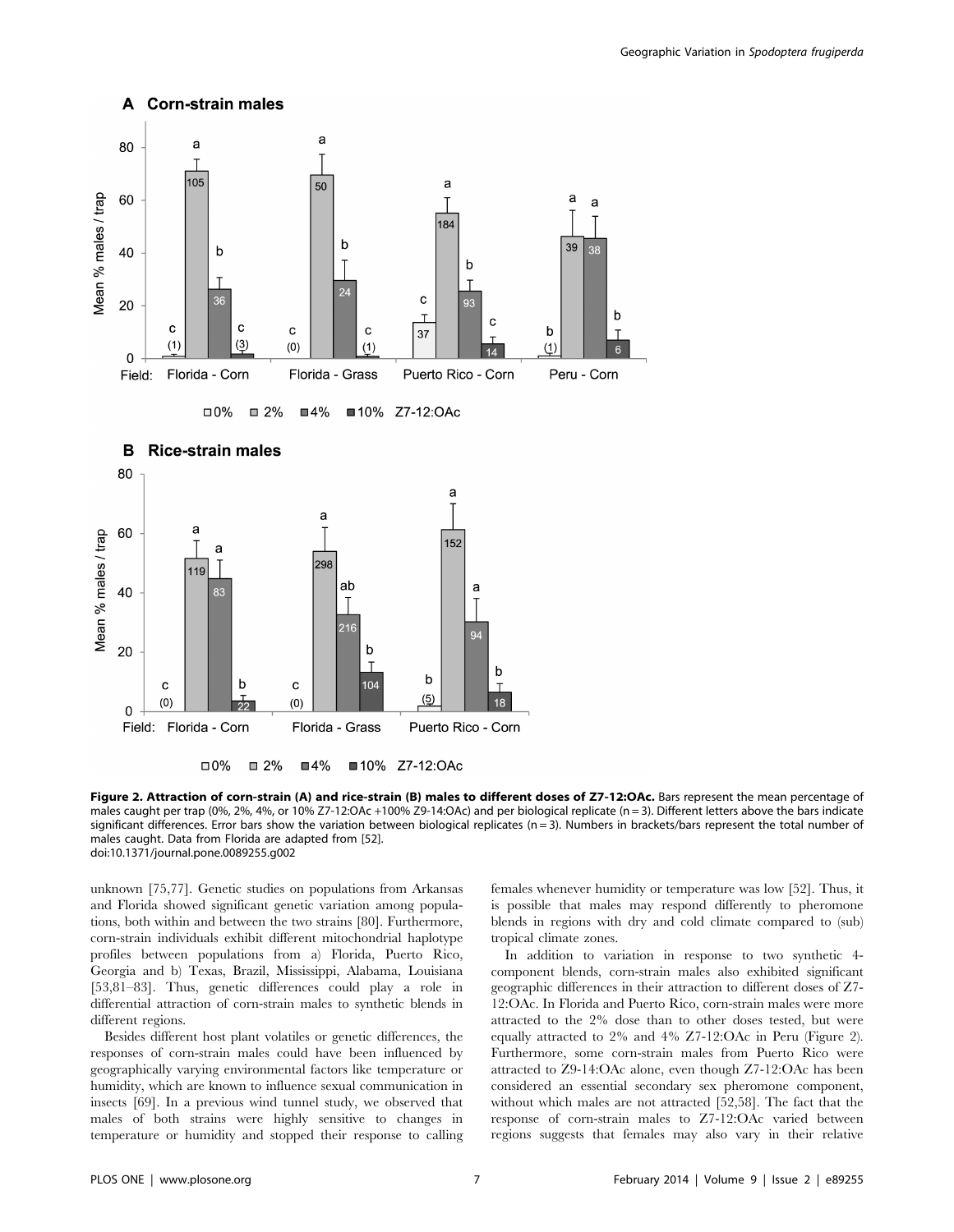**Figure 2. Attraction of corn-strain (A) and rice-strain (B) males to different doses of Z7-12:OAc.** Bars represent the mean percentage of males caught per trap (0%, 2%, 4%, or 10% Z7-12:OAc +100% Z9-14:OAc) and per biological replicate (n = 3). Different letters above the bars indicate significant differences. Error bars show the variation between biological replicates (n = 3). Numbers in brackets/bars represent the total number of males caught. Data from Florida are adapted from [52].
doi:10.1371/journal.pone.0089255.g002

unknown [75,77]. Genetic studies on populations from Arkansas and Florida showed significant genetic variation among populations, both within and between the two strains [80]. Furthermore, corn-strain individuals exhibit different mitochondrial haplotype profiles between populations from a) Florida, Puerto Rico, Georgia and b) Texas, Brazil, Mississippi, Alabama, Louisiana [53,81–83]. Thus, genetic differences could play a role in differential attraction of corn-strain males to synthetic blends in different regions.

Besides different host plant volatiles or genetic differences, the responses of corn-strain males could have been influenced by geographically varying environmental factors like temperature or humidity, which are known to influence sexual communication in insects [69]. In a previous wind tunnel study, we observed that males of both strains were highly sensitive to changes in temperature or humidity and stopped their response to calling females whenever humidity or temperature was low [52]. Thus, it is possible that males may respond differently to pheromone blends in regions with dry and cold climate compared to (sub) tropical climate zones.

In addition to variation in response to two synthetic 4-component blends, corn-strain males also exhibited significant geographic differences in their attraction to different doses of Z7-12:OAc. In Florida and Puerto Rico, corn-strain males were more attracted to the 2% dose than to other doses tested, but were equally attracted to 2% and 4% Z7-12:OAc in Peru (Figure 2). Furthermore, some corn-strain males from Puerto Rico were attracted to Z9-14:OAc alone, even though Z7-12:OAc has been considered an essential secondary sex pheromone component, without which males are not attracted [52,58]. The fact that the response of corn-strain males to Z7-12:OAc varied between regions suggests that females may also vary in their relative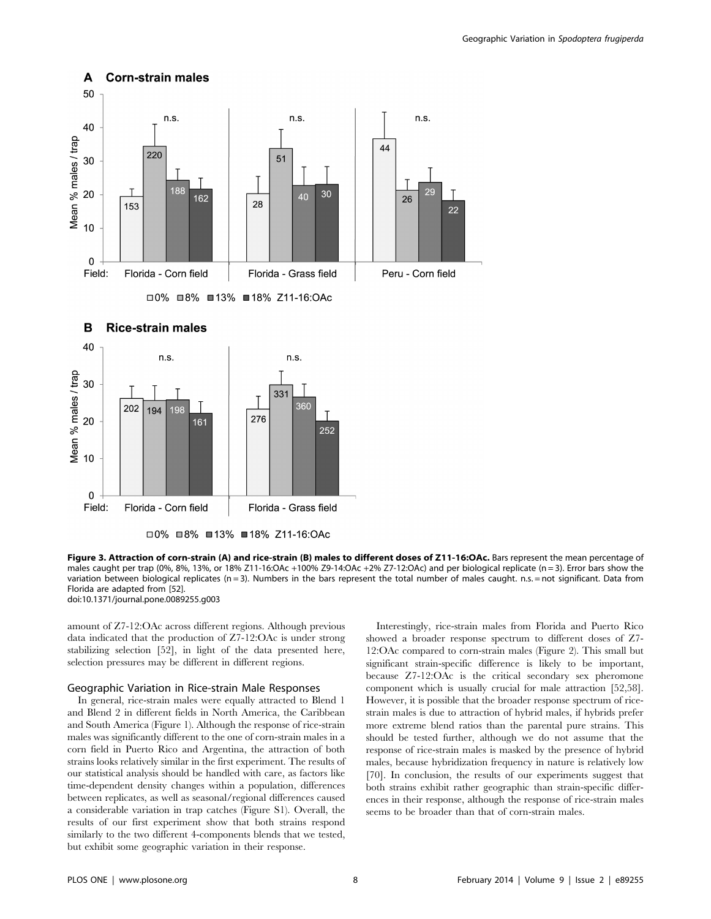**Figure 3. Attraction of corn-strain (A) and rice-strain (B) males to different doses of Z11-16:OAc.** Bars represent the mean percentage of males caught per trap (0%, 8%, 13%, or 18% Z11-16:OAc +100% Z9-14:OAc +2% Z7-12:OAc) and per biological replicate (n = 3). Error bars show the variation between biological replicates (n = 3). Numbers in the bars represent the total number of males caught. n.s. = not significant. Data from Florida are adapted from [52].
doi:10.1371/journal.pone.0089255.g003

amount of Z7-12:OAc across different regions. Although previous data indicated that the production of Z7-12:OAc is under strong stabilizing selection [52], in light of the data presented here, selection pressures may be different in different regions.

### Geographic Variation in Rice-strain Male Responses

In general, rice-strain males were equally attracted to Blend 1 and Blend 2 in different fields in North America, the Caribbean and South America (Figure 1). Although the response of rice-strain males was significantly different to the one of corn-strain males in a corn field in Puerto Rico and Argentina, the attraction of both strains looks relatively similar in the first experiment. The results of our statistical analysis should be handled with care, as factors like time-dependent density changes within a population, differences between replicates, as well as seasonal/regional differences caused a considerable variation in trap catches (Figure S1). Overall, the results of our first experiment show that both strains respond similarly to the two different 4-components blends that we tested, but exhibit some geographic variation in their response.

Interestingly, rice-strain males from Florida and Puerto Rico showed a broader response spectrum to different doses of Z7-12:OAc compared to corn-strain males (Figure 2). This small but significant strain-specific difference is likely to be important, because Z7-12:OAc is the critical secondary sex pheromone component which is usually crucial for male attraction [52,58]. However, it is possible that the broader response spectrum of rice-strain males is due to attraction of hybrid males, if hybrids prefer more extreme blend ratios than the parental pure strains. This should be tested further, although we do not assume that the response of rice-strain males is masked by the presence of hybrid males, because hybridization frequency in nature is relatively low [70]. In conclusion, the results of our experiments suggest that both strains exhibit rather geographic than strain-specific differences in their response, although the response of rice-strain males seems to be broader than that of corn-strain males.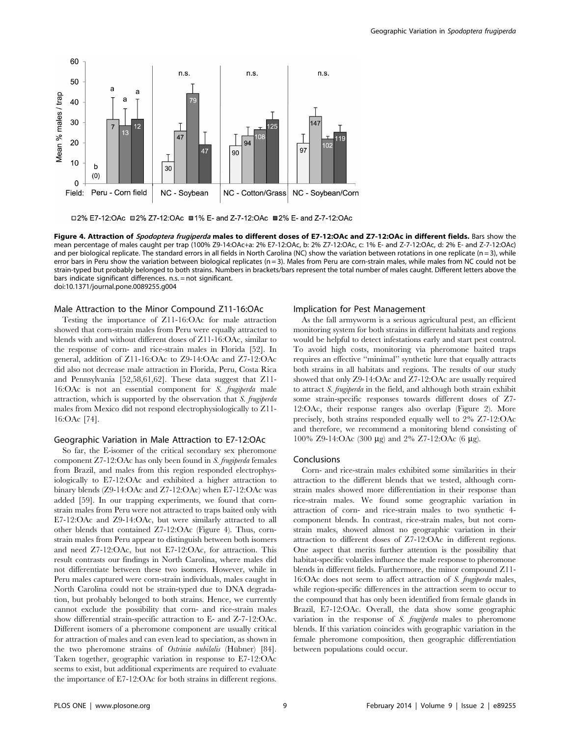**Figure 4. Attraction of *Spodoptera frugiperda* males to different doses of E7-12:OAc and Z7-12:OAc in different fields.** Bars show the mean percentage of males caught per trap (100% Z9-14:OAc+a: 2% E7-12:OAc, b: 2% Z7-12:OAc, c: 1% E- and Z-7-12:OAc, d: 2% E- and Z-7-12:OAc) and per biological replicate. The standard errors in all fields in North Carolina (NC) show the variation between rotations in one replicate (n = 3), while error bars in Peru show the variation between biological replicates (n = 3). Males from Peru are corn-strain males, while males from NC could not be strain-typed but probably belonged to both strains. Numbers in brackets/bars represent the total number of males caught. Different letters above the bars indicate significant differences. n.s. = not significant.
doi:10.1371/journal.pone.0089255.g004

### Male Attraction to the Minor Compound Z11-16:OAc

Testing the importance of Z11-16:OAc for male attraction showed that corn-strain males from Peru were equally attracted to blends with and without different doses of Z11-16:OAc, similar to the response of corn- and rice-strain males in Florida [52]. In general, addition of Z11-16:OAc to Z9-14:OAc and Z7-12:OAc did also not decrease male attraction in Florida, Peru, Costa Rica and Pennsylvania [52,58,61,62]. These data suggest that Z11-16:OAc is not an essential component for *S. frugiperda* male attraction, which is supported by the observation that *S. frugiperda* males from Mexico did not respond electrophysiologically to Z11-16:OAc [74].

### Geographic Variation in Male Attraction to E7-12:OAc

So far, the E-isomer of the critical secondary sex pheromone component Z7-12:OAc has only been found in *S. frugiperda* females from Brazil, and males from this region responded electrophysiologically to E7-12:OAc and exhibited a higher attraction to binary blends (Z9-14:OAc and Z7-12:OAc) when E7-12:OAc was added [59]. In our trapping experiments, we found that corn-strain males from Peru were not attracted to traps baited only with E7-12:OAc and Z9-14:OAc, but were similarly attracted to all other blends that contained Z7-12:OAc (Figure 4). Thus, corn-strain males from Peru appear to distinguish between both isomers and need Z7-12:OAc, but not E7-12:OAc, for attraction. This result contrasts our findings in North Carolina, where males did not differentiate between these two isomers. However, while in Peru males captured were corn-strain individuals, males caught in North Carolina could not be strain-typed due to DNA degradation, but probably belonged to both strains. Hence, we currently cannot exclude the possibility that corn- and rice-strain males show differential strain-specific attraction to E- and Z-7-12:OAc. Different isomers of a pheromone component are usually critical for attraction of males and can even lead to speciation, as shown in the two pheromone strains of *Ostrinia nubilalis* (Hübner) [84]. Taken together, geographic variation in response to E7-12:OAc seems to exist, but additional experiments are required to evaluate the importance of E7-12:OAc for both strains in different regions.

### Implication for Pest Management

As the fall armyworm is a serious agricultural pest, an efficient monitoring system for both strains in different habitats and regions would be helpful to detect infestations early and start pest control. To avoid high costs, monitoring via pheromone baited traps requires an effective "minimal" synthetic lure that equally attracts both strains in all habitats and regions. The results of our study showed that only Z9-14:OAc and Z7-12:OAc are usually required to attract *S. frugiperda* in the field, and although both strain exhibit some strain-specific responses towards different doses of Z7-12:OAc, their response ranges also overlap (Figure 2). More precisely, both strains responded equally well to 2% Z7-12:OAc and therefore, we recommend a monitoring blend consisting of 100% Z9-14:OAc (300 µg) and 2% Z7-12:OAc (6 µg).

## Conclusions

Corn- and rice-strain males exhibited some similarities in their attraction to the different blends that we tested, although corn-strain males showed more differentiation in their response than rice-strain males. We found some geographic variation in attraction of corn- and rice-strain males to two synthetic 4-component blends. In contrast, rice-strain males, but not corn-strain males, showed almost no geographic variation in their attraction to different doses of Z7-12:OAc in different regions. One aspect that merits further attention is the possibility that habitat-specific volatiles influence the male response to pheromone blends in different fields. Furthermore, the minor compound Z11-16:OAc does not seem to affect attraction of *S. frugiperda* males, while region-specific differences in the attraction seem to occur to the compound that has only been identified from female glands in Brazil, E7-12:OAc. Overall, the data show some geographic variation in the response of *S. frugiperda* males to pheromone blends. If this variation coincides with geographic variation in the female pheromone composition, then geographic differentiation between populations could occur.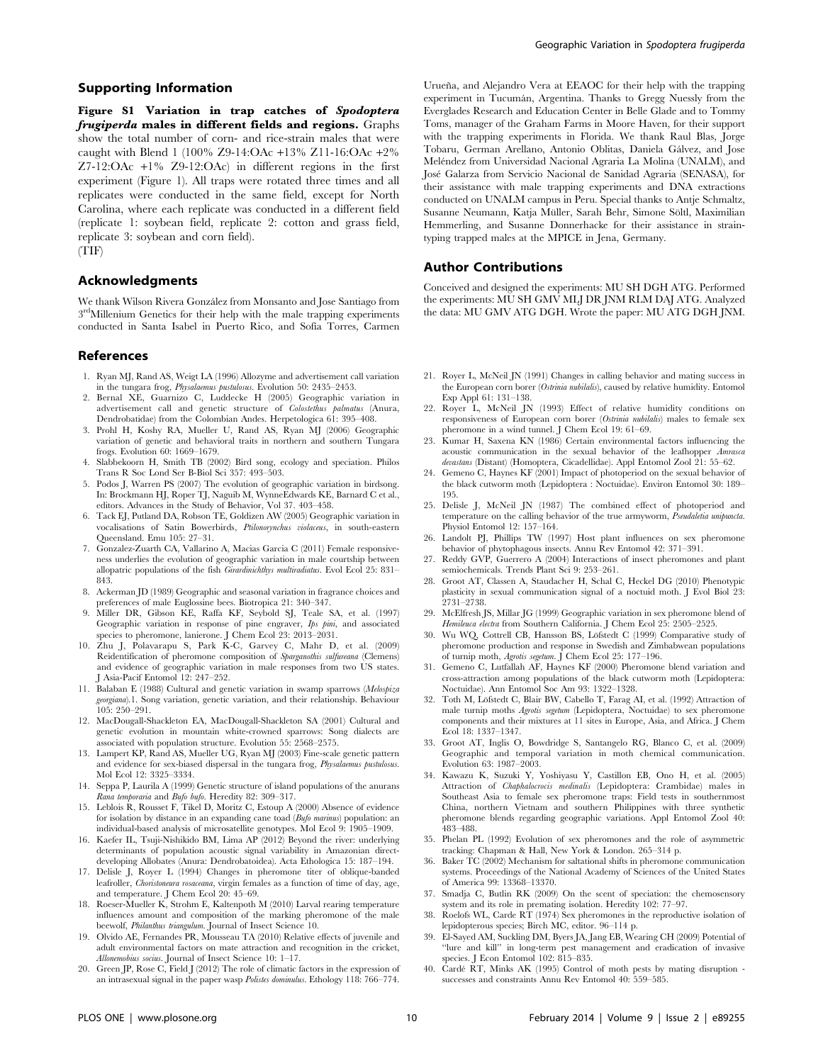## Supporting Information

**Figure S1 Variation in trap catches of *Spodoptera frugiperda* males in different fields and regions.** Graphs show the total number of corn- and rice-strain males that were caught with Blend 1 (100% Z9-14:OAc +13% Z11-16:OAc +2% Z7-12:OAc +1% Z9-12:OAc) in different regions in the first experiment (Figure 1). All traps were rotated three times and all replicates were conducted in the same field, except for North Carolina, where each replicate was conducted in a different field (replicate 1: soybean field, replicate 2: cotton and grass field, replicate 3: soybean and corn field).
(TIF)

## Acknowledgments

We thank Wilson Rivera González from Monsanto and Jose Santiago from 3rd Millenium Genetics for their help with the male trapping experiments conducted in Santa Isabel in Puerto Rico, and Sofia Torres, Carmen Urueña, and Alejandro Vera at EEAOC for their help with the trapping experiment in Tucumán, Argentina. Thanks to Gregg Nuessly from the Everglades Research and Education Center in Belle Glade and to Tommy Toms, manager of the Graham Farms in Moore Haven, for their support with the trapping experiments in Florida. We thank Raul Blas, Jorge Tobaru, German Arellano, Antonio Oblitas, Daniela Gálvez, and Jose Meléndez from Universidad Nacional Agraria La Molina (UNALM), and José Galarza from Servicio Nacional de Sanidad Agraria (SENASA), for their assistance with male trapping experiments and DNA extractions conducted on UNALM campus in Peru. Special thanks to Antje Schmaltz, Susanne Neumann, Katja Müller, Sarah Behr, Simone Söltl, Maximilian Hemmerling, and Susanne Donnerhacke for their assistance in strain-typing trapped males at the MPICE in Jena, Germany.

## Author Contributions

Conceived and designed the experiments: MU SH DGH ATG. Performed the experiments: MU SH GMV MLJ DR JNM RLM DAJ ATG. Analyzed the data: MU GMV ATG DGH. Wrote the paper: MU ATG DGH JNM.

## References

1. Ryan MJ, Rand AS, Weigt LA (1996) Allozyme and advertisement call variation in the tungara frog, *Physalaemus pustulosus*. Evolution 50: 2435–2453.
2. Bernal XE, Guarnizo C, Luddecke H (2005) Geographic variation in advertisement call and genetic structure of *Colostethus palmatus* (Anura, Dendrobatidae) from the Colombian Andes. Herpetologica 61: 395–408.
3. Prohl H, Koshy RA, Mueller U, Rand AS, Ryan MJ (2006) Geographic variation of genetic and behavioral traits in northern and southern Tungara frogs. Evolution 60: 1669–1679.
4. Slabbekoorn H, Smith TB (2002) Bird song, ecology and speciation. Philos Trans R Soc Lond Ser B-Biol Sci 357: 493–503.
5. Podos J, Warren PS (2007) The evolution of geographic variation in birdsong. In: Brockmann HJ, Roper TJ, Naguib M, WynneEdwards KE, Barnard C et al., editors. Advances in the Study of Behavior, Vol 37. 403–458.
6. Tack EJ, Putland DA, Robson TE, Goldizen AW (2005) Geographic variation in vocalisations of Satin Bowerbirds, *Ptilonorynchus violaceus*, in south-eastern Queensland. Emu 105: 27–31.
7. Gonzalez-Zuarth CA, Vallarino A, Macias Garcia C (2011) Female responsiveness underlies the evolution of geographic variation in male courtship between allopatric populations of the fish *Girardinichthys multiradiatus*. Evol Ecol 25: 831–843.
8. Ackerman JD (1989) Geographic and seasonal variation in fragrance choices and preferences of male Euglossine bees. Biotropica 21: 340–347.
9. Miller DR, Gibson KE, Raffa KF, Seybold SJ, Teale SA, et al. (1997) Geographic variation in response of pine engraver, *Ips pini*, and associated species to pheromone, lanierone. J Chem Ecol 23: 2013–2031.
10. Zhu J, Polavarapu S, Park K-C, Garvey C, Mahr D, et al. (2009) Reidentification of pheromone composition of *Sparganothis sulfureana* (Clemens) and evidence of geographic variation in male responses from two US states. J Asia-Pacif Entomol 12: 247–252.
11. Balaban E (1988) Cultural and genetic variation in swamp sparrows (*Melospiza georgiana*).1. Song variation, genetic variation, and their relationship. Behaviour 105: 250–291.
12. MacDougall-Shackleton EA, MacDougall-Shackleton SA (2001) Cultural and genetic evolution in mountain white-crowned sparrows: Song dialects are associated with population structure. Evolution 55: 2568–2575.
13. Lampert KP, Rand AS, Mueller UG, Ryan MJ (2003) Fine-scale genetic pattern and evidence for sex-biased dispersal in the tungara frog, *Physalaemus pustulosus*. Mol Ecol 12: 3325–3334.
14. Seppa P, Laurila A (1999) Genetic structure of island populations of the anurans *Rana temporaria* and *Bufo bufo*. Heredity 82: 309–317.
15. Leblois R, Rousset F, Tikel D, Moritz C, Estoup A (2000) Absence of evidence for isolation by distance in an expanding cane toad (*Bufo marinus*) population: an individual-based analysis of microsatellite genotypes. Mol Ecol 9: 1905–1909.
16. Kaefer IL, Tsuji-Nishikido BM, Lima AP (2012) Beyond the river: underlying determinants of population acoustic signal variability in Amazonian direct-developing Allobates (Anura: Dendrobatoidea). Acta Ethologica 15: 187–194.
17. Delisle J, Royer L (1994) Changes in pheromone titer of oblique-banded leafroller, *Choristoneura rosaceana*, virgin females as a function of time of day, age, and temperature. J Chem Ecol 20: 45–69.
18. Roeser-Mueller K, Strohm E, Kaltenpoth M (2010) Larval rearing temperature influences amount and composition of the marking pheromone of the male beewolf, *Philanthus triangulum*. Journal of Insect Science 10.
19. Olvido AE, Fernandes PR, Mousseau TA (2010) Relative effects of juvenile and adult environmental factors on mate attraction and recognition in the cricket, *Allonemobius socius*. Journal of Insect Science 10: 1–17.
20. Green JP, Rose C, Field J (2012) The role of climatic factors in the expression of an intrasexual signal in the paper wasp *Polistes dominulus*. Ethology 118: 766–774.
21. Royer L, McNeil JN (1991) Changes in calling behavior and mating success in the European corn borer (*Ostrinia nubilalis*), caused by relative humidity. Entomol Exp Appl 61: 131–138.
22. Royer L, McNeil JN (1993) Effect of relative humidity conditions on responsiveness of European corn borer (*Ostrinia nubilalis*) males to female sex pheromone in a wind tunnel. J Chem Ecol 19: 61–69.
23. Kumar H, Saxena KN (1986) Certain environmental factors influencing the acoustic communication in the sexual behavior of the leafhopper *Amrasca devastans* (Distant) (Homoptera, Cicadellidae). Appl Entomol Zool 21: 55–62.
24. Gemeno C, Haynes KF (2001) Impact of photoperiod on the sexual behavior of the black cutworm moth (Lepidoptera : Noctuidae). Environ Entomol 30: 189–195.
25. Delisle J, McNeil JN (1987) The combined effect of photoperiod and temperature on the calling behavior of the true armyworm, *Pseudaletia unipuncta*. Physiol Entomol 12: 157–164.
26. Landolt PJ, Phillips TW (1997) Host plant influences on sex pheromone behavior of phytophagous insects. Annu Rev Entomol 42: 371–391.
27. Reddy GVP, Guerrero A (2004) Interactions of insect pheromones and plant semiochemicals. Trends Plant Sci 9: 253–261.
28. Groot AT, Classen A, Staudacher H, Schal C, Heckel DG (2010) Phenotypic plasticity in sexual communication signal of a noctuid moth. J Evol Biol 23: 2731–2738.
29. McElfresh JS, Millar JG (1999) Geographic variation in sex pheromone blend of *Hemileuca electra* from Southern California. J Chem Ecol 25: 2505–2525.
30. Wu WQ, Cottrell CB, Hansson BS, Löfstedt C (1999) Comparative study of pheromone production and response in Swedish and Zimbabwean populations of turnip moth, *Agrotis segetum*. J Chem Ecol 25: 177–196.
31. Gemeno C, Lutfallah AF, Haynes KF (2000) Pheromone blend variation and cross-attraction among populations of the black cutworm moth (Lepidoptera: Noctuidae). Ann Entomol Soc Am 93: 1322–1328.
32. Toth M, Löfstedt C, Blair BW, Cabello T, Farag AI, et al. (1992) Attraction of male turnip moths *Agrotis segetum* (Lepidoptera, Noctuidae) to sex pheromone components and their mixtures at 11 sites in Europe, Asia, and Africa. J Chem Ecol 18: 1337–1347.
33. Groot AT, Inglis O, Bowdridge S, Santangelo RG, Blanco C, et al. (2009) Geographic and temporal variation in moth chemical communication. Evolution 63: 1987–2003.
34. Kawazu K, Suzuki Y, Yoshiyasu Y, Castillon EB, Ono H, et al. (2005) Attraction of *Chaphalocrocis medinalis* (Lepidoptera: Crambidae) males in Southeast Asia to female sex pheromone traps: Field tests in southernmost China, northern Vietnam and southern Philippines with three synthetic pheromone blends regarding geographic variations. Appl Entomol Zool 40: 483–488.
35. Phelan PL (1992) Evolution of sex pheromones and the role of asymmetric tracking: Chapman & Hall, New York & London. 265–314 p.
36. Baker TC (2002) Mechanism for saltational shifts in pheromone communication systems. Proceedings of the National Academy of Sciences of the United States of America 99: 13368–13370.
37. Smadja C, Butlin RK (2009) On the scent of speciation: the chemosensory system and its role in premating isolation. Heredity 102: 77–97.
38. Roelofs WL, Carde RT (1974) Sex pheromones in the reproductive isolation of lepidopterous species; Birch MC, editor. 96–114 p.
39. El-Sayed AM, Suckling DM, Byers JA, Jang EB, Wearing CH (2009) Potential of "lure and kill" in long-term pest management and eradication of invasive species. J Econ Entomol 102: 815–835.
40. Cardé RT, Minks AK (1995) Control of moth pests by mating disruption - successes and constraints Annu Rev Entomol 40: 559–585.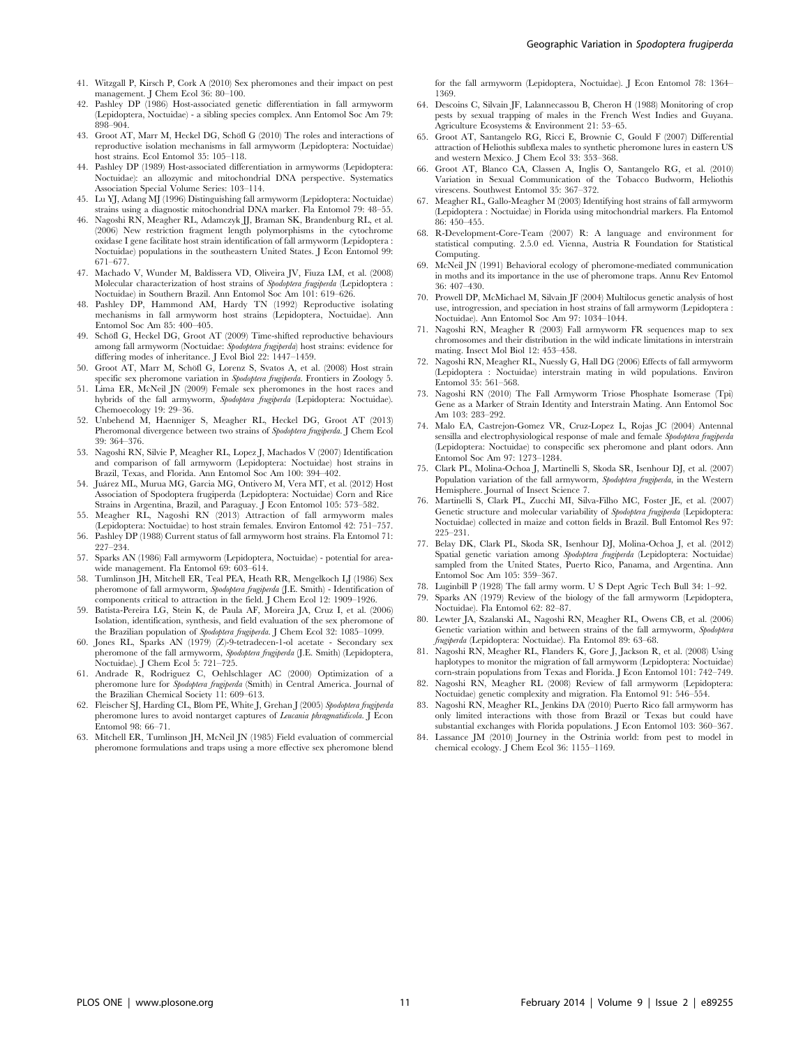41. Witzgall P, Kirsch P, Cork A (2010) Sex pheromones and their impact on pest management. J Chem Ecol 36: 80–100.
42. Pashley DP (1986) Host-associated genetic differentiation in fall armyworm (Lepidoptera, Noctuidae) - a sibling species complex. Ann Entomol Soc Am 79: 898–904.
43. Groot AT, Marr M, Heckel DG, Schöfl G (2010) The roles and interactions of reproductive isolation mechanisms in fall armyworm (Lepidoptera: Noctuidae) host strains. Ecol Entomol 35: 105–118.
44. Pashley DP (1989) Host-associated differentiation in armyworms (Lepidoptera: Noctuidae): an allozymic and mitochondrial DNA perspective. Systematics Association Special Volume Series: 103–114.
45. Lu YJ, Adang MJ (1996) Distinguishing fall armyworm (Lepidoptera: Noctuidae) strains using a diagnostic mitochondrial DNA marker. Fla Entomol 79: 48–55.
46. Nagoshi RN, Meagher RL, Adamczyk JJ, Braman SK, Brandenburg RL, et al. (2006) New restriction fragment length polymorphisms in the cytochrome oxidase I gene facilitate host strain identification of fall armyworm (Lepidoptera : Noctuidae) populations in the southeastern United States. J Econ Entomol 99: 671–677.
47. Machado V, Wunder M, Baldissera VD, Oliveira JV, Fiuza LM, et al. (2008) Molecular characterization of host strains of *Spodoptera frugiperda* (Lepidoptera : Noctuidae) in Southern Brazil. Ann Entomol Soc Am 101: 619–626.
48. Pashley DP, Hammond AM, Hardy TN (1992) Reproductive isolating mechanisms in fall armyworm host strains (Lepidoptera, Noctuidae). Ann Entomol Soc Am 85: 400–405.
49. Schöfl G, Heckel DG, Groot AT (2009) Time-shifted reproductive behaviours among fall armyworm (Noctuidae: *Spodoptera frugiperda*) host strains: evidence for differing modes of inheritance. J Evol Biol 22: 1447–1459.
50. Groot AT, Marr M, Schöfl G, Lorenz S, Svatos A, et al. (2008) Host strain specific sex pheromone variation in *Spodoptera frugiperda*. Frontiers in Zoology 5.
51. Lima ER, McNeil JN (2009) Female sex pheromones in the host races and hybrids of the fall armyworm, *Spodoptera frugiperda* (Lepidoptera: Noctuidae). Chemoecology 19: 29–36.
52. Unbehend M, Haenniger S, Meagher RL, Heckel DG, Groot AT (2013) Pheromonal divergence between two strains of *Spodoptera frugiperda*. J Chem Ecol 39: 364–376.
53. Nagoshi RN, Silvie P, Meagher RL, Lopez J, Machados V (2007) Identification and comparison of fall armyworm (Lepidoptera: Noctuidae) host strains in Brazil, Texas, and Florida. Ann Entomol Soc Am 100: 394–402.
54. Juárez ML, Murua MG, Garcia MG, Ontivero M, Vera MT, et al. (2012) Host Association of Spodoptera frugiperda (Lepidoptera: Noctuidae) Corn and Rice Strains in Argentina, Brazil, and Paraguay. J Econ Entomol 105: 573–582.
55. Meagher RL, Nagoshi RN (2013) Attraction of fall armyworm males (Lepidoptera: Noctuidae) to host strain females. Environ Entomol 42: 751–757.
56. Pashley DP (1988) Current status of fall armyworm host strains. Fla Entomol 71: 227–234.
57. Sparks AN (1986) Fall armyworm (Lepidoptera, Noctuidae) - potential for area-wide management. Fla Entomol 69: 603–614.
58. Tumlinson JH, Mitchell ER, Teal PEA, Heath RR, Mengelkoch LJ (1986) Sex pheromone of fall armyworm, *Spodoptera frugiperda* (J.E. Smith) - Identification of components critical to attraction in the field. J Chem Ecol 12: 1909–1926.
59. Batista-Pereira LG, Stein K, de Paula AF, Moreira JA, Cruz I, et al. (2006) Isolation, identification, synthesis, and field evaluation of the sex pheromone of the Brazilian population of *Spodoptera frugiperda*. J Chem Ecol 32: 1085–1099.
60. Jones RL, Sparks AN (1979) (Z)-9-tetradecen-1-ol acetate - Secondary sex pheromone of the fall armyworm, *Spodoptera frugiperda* (J.E. Smith) (Lepidoptera, Noctuidae). J Chem Ecol 5: 721–725.
61. Andrade R, Rodriguez C, Oehlschlager AC (2000) Optimization of a pheromone lure for *Spodoptera frugiperda* (Smith) in Central America. Journal of the Brazilian Chemical Society 11: 609–613.
62. Fleischer SJ, Harding CL, Blom PE, White J, Grehan J (2005) *Spodoptera frugiperda* pheromone lures to avoid nontarget captures of *Leucania phragmatidicola*. J Econ Entomol 98: 66–71.
63. Mitchell ER, Tumlinson JH, McNeil JN (1985) Field evaluation of commercial pheromone formulations and traps using a more effective sex pheromone blend for the fall armyworm (Lepidoptera, Noctuidae). J Econ Entomol 78: 1364–1369.
64. Descoins C, Silvain JF, Lalannecassou B, Cheron H (1988) Monitoring of crop pests by sexual trapping of males in the French West Indies and Guyana. Agriculture Ecosystems & Environment 21: 53–65.
65. Groot AT, Santangelo RG, Ricci E, Brownie C, Gould F (2007) Differential attraction of Heliothis subflexa males to synthetic pheromone lures in eastern US and western Mexico. J Chem Ecol 33: 353–368.
66. Groot AT, Blanco CA, Classen A, Inglis O, Santangelo RG, et al. (2010) Variation in Sexual Communication of the Tobacco Budworm, Heliothis virescens. Southwest Entomol 35: 367–372.
67. Meagher RL, Gallo-Meagher M (2003) Identifying host strains of fall armyworm (Lepidoptera : Noctuidae) in Florida using mitochondrial markers. Fla Entomol 86: 450–455.
68. R-Development-Core-Team (2007) R: A language and environment for statistical computing. 2.5.0 ed. Vienna, Austria R Foundation for Statistical Computing.
69. McNeil JN (1991) Behavioral ecology of pheromone-mediated communication in moths and its importance in the use of pheromone traps. Annu Rev Entomol 36: 407–430.
70. Prowell DP, McMichael M, Silvain JF (2004) Multilocus genetic analysis of host use, introgression, and speciation in host strains of fall armyworm (Lepidoptera : Noctuidae). Ann Entomol Soc Am 97: 1034–1044.
71. Nagoshi RN, Meagher R (2003) Fall armyworm FR sequences map to sex chromosomes and their distribution in the wild indicate limitations in interstrain mating. Insect Mol Biol 12: 453–458.
72. Nagoshi RN, Meagher RL, Nuessly G, Hall DG (2006) Effects of fall armyworm (Lepidoptera : Noctuidae) interstrain mating in wild populations. Environ Entomol 35: 561–568.
73. Nagoshi RN (2010) The Fall Armyworm Triose Phosphate Isomerase (Tpi) Gene as a Marker of Strain Identity and Interstrain Mating. Ann Entomol Soc Am 103: 283–292.
74. Malo EA, Castrejon-Gomez VR, Cruz-Lopez L, Rojas JC (2004) Antennal sensilla and electrophysiological response of male and female *Spodoptera frugiperda* (Lepidoptera: Noctuidae) to conspecific sex pheromone and plant odors. Ann Entomol Soc Am 97: 1273–1284.
75. Clark PL, Molina-Ochoa J, Martinelli S, Skoda SR, Isenhour DJ, et al. (2007) Population variation of the fall armyworm, *Spodoptera frugiperda*, in the Western Hemisphere. Journal of Insect Science 7.
76. Martinelli S, Clark PL, Zucchi MI, Silva-Filho MC, Foster JE, et al. (2007) Genetic structure and molecular variability of *Spodoptera frugiperda* (Lepidoptera: Noctuidae) collected in maize and cotton fields in Brazil. Bull Entomol Res 97: 225–231.
77. Belay DK, Clark PL, Skoda SR, Isenhour DJ, Molina-Ochoa J, et al. (2012) Spatial genetic variation among *Spodoptera frugiperda* (Lepidoptera: Noctuidae) sampled from the United States, Puerto Rico, Panama, and Argentina. Ann Entomol Soc Am 105: 359–367.
78. Luginbill P (1928) The fall army worm. U S Dept Agric Tech Bull 34: 1–92.
79. Sparks AN (1979) Review of the biology of the fall armyworm (Lepidoptera, Noctuidae). Fla Entomol 62: 82–87.
80. Lewter JA, Szalanski AL, Nagoshi RN, Meagher RL, Owens CB, et al. (2006) Genetic variation within and between strains of the fall armyworm, *Spodoptera frugiperda* (Lepidoptera: Noctuidae). Fla Entomol 89: 63–68.
81. Nagoshi RN, Meagher RL, Flanders K, Gore J, Jackson R, et al. (2008) Using haplotypes to monitor the migration of fall armyworm (Lepidoptera: Noctuidae) corn-strain populations from Texas and Florida. J Econ Entomol 101: 742–749.
82. Nagoshi RN, Meagher RL (2008) Review of fall armyworm (Lepidoptera: Noctuidae) genetic complexity and migration. Fla Entomol 91: 546–554.
83. Nagoshi RN, Meagher RL, Jenkins DA (2010) Puerto Rico fall armyworm has only limited interactions with those from Brazil or Texas but could have substantial exchanges with Florida populations. J Econ Entomol 103: 360–367.
84. Lassance JM (2010) Journey in the Ostrinia world: from pest to model in chemical ecology. J Chem Ecol 36: 1155–1169.